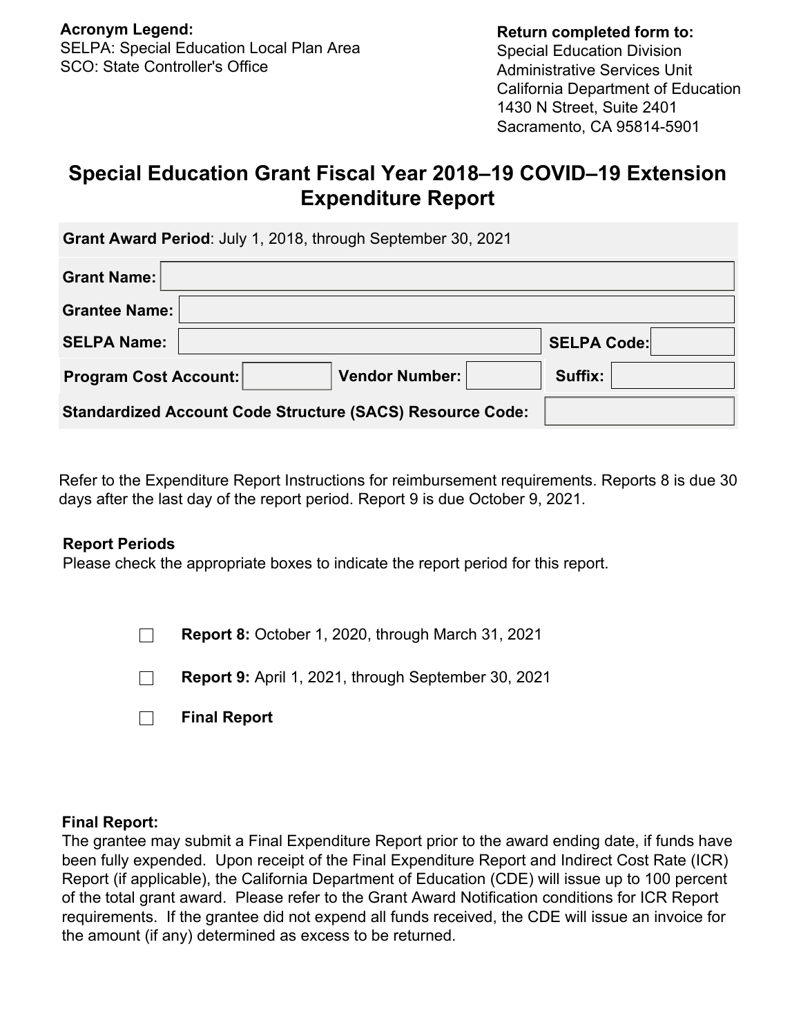**Acronym Legend:**
SELPA: Special Education Local Plan Area
SCO: State Controller's Office

**Return completed form to:**
Special Education Division
Administrative Services Unit
California Department of Education
1430 N Street, Suite 2401
Sacramento, CA 95814-5901

# Special Education Grant Fiscal Year 2018–19 COVID–19 Extension Expenditure Report

**Grant Award Period**: July 1, 2018, through September 30, 2021

| | | | | | |
|---|---|---|---|---|---|
| **Grant Name:** | | | | | |
| **Grantee Name:** | | | | | |
| **SELPA Name:** | | | | **SELPA Code:** | |
| **Program Cost Account:** | | **Vendor Number:** | | **Suffix:** | |
| **Standardized Account Code Structure (SACS) Resource Code:** | | | | | |

Refer to the Expenditure Report Instructions for reimbursement requirements. Reports 8 is due 30 days after the last day of the report period. Report 9 is due October 9, 2021.

**Report Periods**
Please check the appropriate boxes to indicate the report period for this report.

- ☐ **Report 8:** October 1, 2020, through March 31, 2021
- ☐ **Report 9:** April 1, 2021, through September 30, 2021
- ☐ **Final Report**

**Final Report:**
The grantee may submit a Final Expenditure Report prior to the award ending date, if funds have been fully expended. Upon receipt of the Final Expenditure Report and Indirect Cost Rate (ICR) Report (if applicable), the California Department of Education (CDE) will issue up to 100 percent of the total grant award. Please refer to the Grant Award Notification conditions for ICR Report requirements. If the grantee did not expend all funds received, the CDE will issue an invoice for the amount (if any) determined as excess to be returned.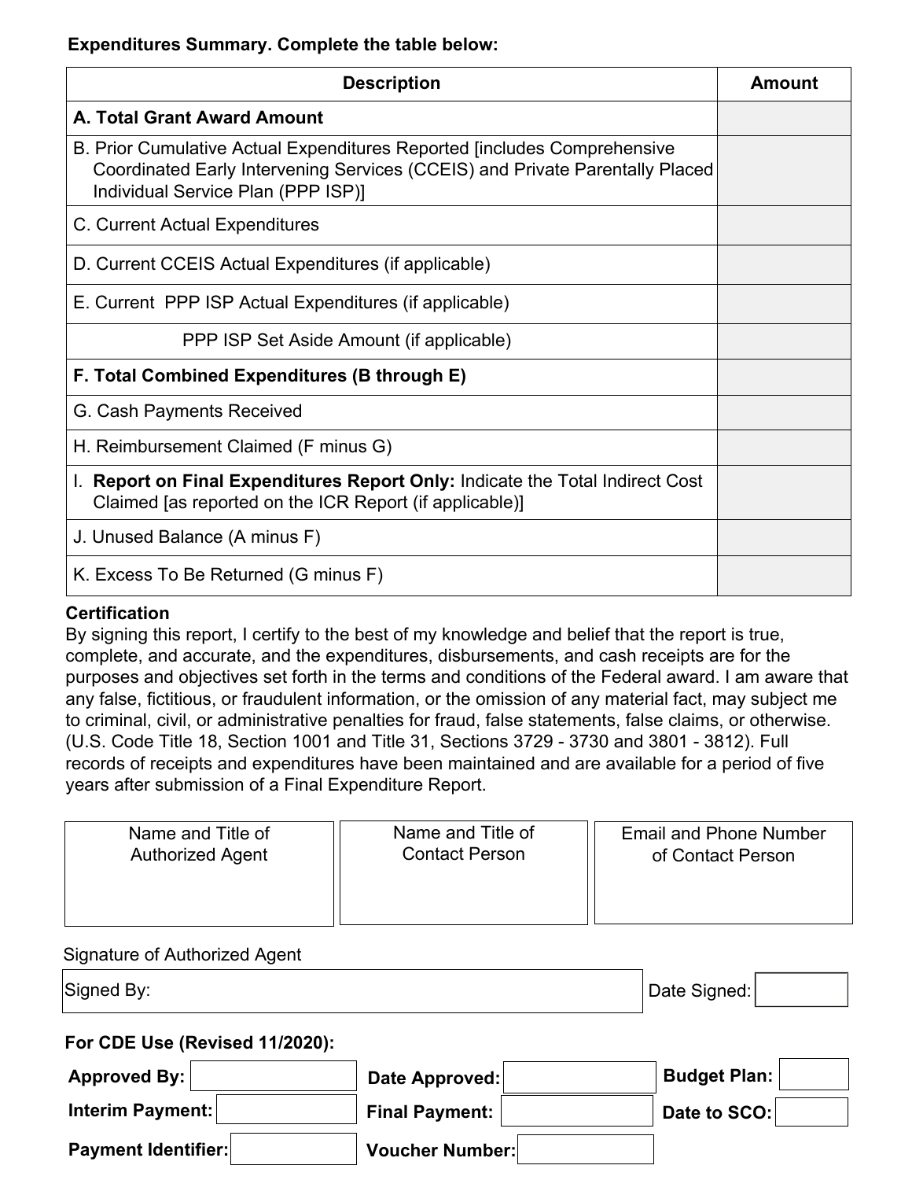**Expenditures Summary. Complete the table below:**

| Description | Amount |
|---|---|
| **A. Total Grant Award Amount** | |
| B. Prior Cumulative Actual Expenditures Reported [includes Comprehensive Coordinated Early Intervening Services (CCEIS) and Private Parentally Placed Individual Service Plan (PPP ISP)] | |
| C. Current Actual Expenditures | |
| D. Current CCEIS Actual Expenditures (if applicable) | |
| E. Current PPP ISP Actual Expenditures (if applicable) | |
| PPP ISP Set Aside Amount (if applicable) | |
| **F. Total Combined Expenditures (B through E)** | |
| G. Cash Payments Received | |
| H. Reimbursement Claimed (F minus G) | |
| I. **Report on Final Expenditures Report Only:** Indicate the Total Indirect Cost Claimed [as reported on the ICR Report (if applicable)] | |
| J. Unused Balance (A minus F) | |
| K. Excess To Be Returned (G minus F) | |

**Certification**

By signing this report, I certify to the best of my knowledge and belief that the report is true, complete, and accurate, and the expenditures, disbursements, and cash receipts are for the purposes and objectives set forth in the terms and conditions of the Federal award. I am aware that any false, fictitious, or fraudulent information, or the omission of any material fact, may subject me to criminal, civil, or administrative penalties for fraud, false statements, false claims, or otherwise. (U.S. Code Title 18, Section 1001 and Title 31, Sections 3729 - 3730 and 3801 - 3812). Full records of receipts and expenditures have been maintained and are available for a period of five years after submission of a Final Expenditure Report.

| Name and Title of Authorized Agent | Name and Title of Contact Person | Email and Phone Number of Contact Person |
|---|---|---|
| | | |

Signature of Authorized Agent

| | |
|---|---|
| Signed By: | Date Signed: |

**For CDE Use (Revised 11/2020):**

| | | | | | |
|---|---|---|---|---|---|
| **Approved By:** | | **Date Approved:** | | **Budget Plan:** | |
| **Interim Payment:** | | **Final Payment:** | | **Date to SCO:** | |
| **Payment Identifier:** | | **Voucher Number:** | | | |